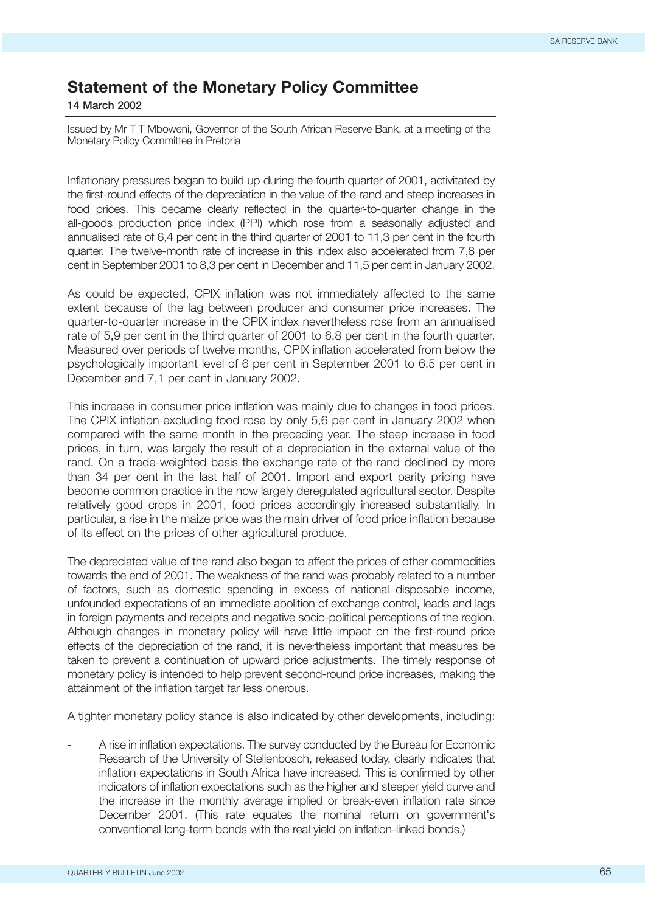# Statement of the Monetary Policy Committee

**14 March 2002**

Issued by Mr T T Mboweni, Governor of the South African Reserve Bank, at a meeting of the Monetary Policy Committee in Pretoria

Inflationary pressures began to build up during the fourth quarter of 2001, activitated by the first-round effects of the depreciation in the value of the rand and steep increases in food prices. This became clearly reflected in the quarter-to-quarter change in the all-goods production price index (PPI) which rose from a seasonally adjusted and annualised rate of 6,4 per cent in the third quarter of 2001 to 11,3 per cent in the fourth quarter. The twelve-month rate of increase in this index also accelerated from 7,8 per cent in September 2001 to 8,3 per cent in December and 11,5 per cent in January 2002.

As could be expected, CPIX inflation was not immediately affected to the same extent because of the lag between producer and consumer price increases. The quarter-to-quarter increase in the CPIX index nevertheless rose from an annualised rate of 5,9 per cent in the third quarter of 2001 to 6,8 per cent in the fourth quarter. Measured over periods of twelve months, CPIX inflation accelerated from below the psychologically important level of 6 per cent in September 2001 to 6,5 per cent in December and 7,1 per cent in January 2002.

This increase in consumer price inflation was mainly due to changes in food prices. The CPIX inflation excluding food rose by only 5,6 per cent in January 2002 when compared with the same month in the preceding year. The steep increase in food prices, in turn, was largely the result of a depreciation in the external value of the rand. On a trade-weighted basis the exchange rate of the rand declined by more than 34 per cent in the last half of 2001. Import and export parity pricing have become common practice in the now largely deregulated agricultural sector. Despite relatively good crops in 2001, food prices accordingly increased substantially. In particular, a rise in the maize price was the main driver of food price inflation because of its effect on the prices of other agricultural produce.

The depreciated value of the rand also began to affect the prices of other commodities towards the end of 2001. The weakness of the rand was probably related to a number of factors, such as domestic spending in excess of national disposable income, unfounded expectations of an immediate abolition of exchange control, leads and lags in foreign payments and receipts and negative socio-political perceptions of the region. Although changes in monetary policy will have little impact on the first-round price effects of the depreciation of the rand, it is nevertheless important that measures be taken to prevent a continuation of upward price adjustments. The timely response of monetary policy is intended to help prevent second-round price increases, making the attainment of the inflation target far less onerous.

A tighter monetary policy stance is also indicated by other developments, including:

- A rise in inflation expectations. The survey conducted by the Bureau for Economic Research of the University of Stellenbosch, released today, clearly indicates that inflation expectations in South Africa have increased. This is confirmed by other indicators of inflation expectations such as the higher and steeper yield curve and the increase in the monthly average implied or break-even inflation rate since December 2001. (This rate equates the nominal return on government's conventional long-term bonds with the real yield on inflation-linked bonds.)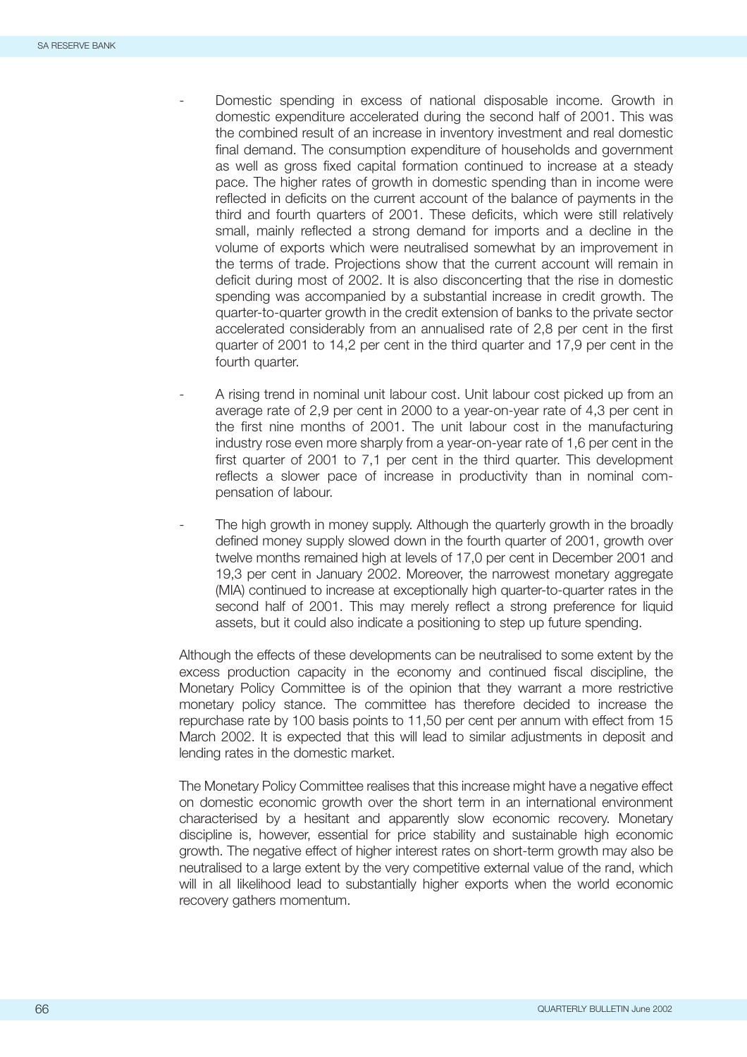- Domestic spending in excess of national disposable income. Growth in domestic expenditure accelerated during the second half of 2001. This was the combined result of an increase in inventory investment and real domestic final demand. The consumption expenditure of households and government as well as gross fixed capital formation continued to increase at a steady pace. The higher rates of growth in domestic spending than in income were reflected in deficits on the current account of the balance of payments in the third and fourth quarters of 2001. These deficits, which were still relatively small, mainly reflected a strong demand for imports and a decline in the volume of exports which were neutralised somewhat by an improvement in the terms of trade. Projections show that the current account will remain in deficit during most of 2002. It is also disconcerting that the rise in domestic spending was accompanied by a substantial increase in credit growth. The quarter-to-quarter growth in the credit extension of banks to the private sector accelerated considerably from an annualised rate of 2,8 per cent in the first quarter of 2001 to 14,2 per cent in the third quarter and 17,9 per cent in the fourth quarter.

- A rising trend in nominal unit labour cost. Unit labour cost picked up from an average rate of 2,9 per cent in 2000 to a year-on-year rate of 4,3 per cent in the first nine months of 2001. The unit labour cost in the manufacturing industry rose even more sharply from a year-on-year rate of 1,6 per cent in the first quarter of 2001 to 7,1 per cent in the third quarter. This development reflects a slower pace of increase in productivity than in nominal compensation of labour.

- The high growth in money supply. Although the quarterly growth in the broadly defined money supply slowed down in the fourth quarter of 2001, growth over twelve months remained high at levels of 17,0 per cent in December 2001 and 19,3 per cent in January 2002. Moreover, the narrowest monetary aggregate (MIA) continued to increase at exceptionally high quarter-to-quarter rates in the second half of 2001. This may merely reflect a strong preference for liquid assets, but it could also indicate a positioning to step up future spending.

Although the effects of these developments can be neutralised to some extent by the excess production capacity in the economy and continued fiscal discipline, the Monetary Policy Committee is of the opinion that they warrant a more restrictive monetary policy stance. The committee has therefore decided to increase the repurchase rate by 100 basis points to 11,50 per cent per annum with effect from 15 March 2002. It is expected that this will lead to similar adjustments in deposit and lending rates in the domestic market.

The Monetary Policy Committee realises that this increase might have a negative effect on domestic economic growth over the short term in an international environment characterised by a hesitant and apparently slow economic recovery. Monetary discipline is, however, essential for price stability and sustainable high economic growth. The negative effect of higher interest rates on short-term growth may also be neutralised to a large extent by the very competitive external value of the rand, which will in all likelihood lead to substantially higher exports when the world economic recovery gathers momentum.